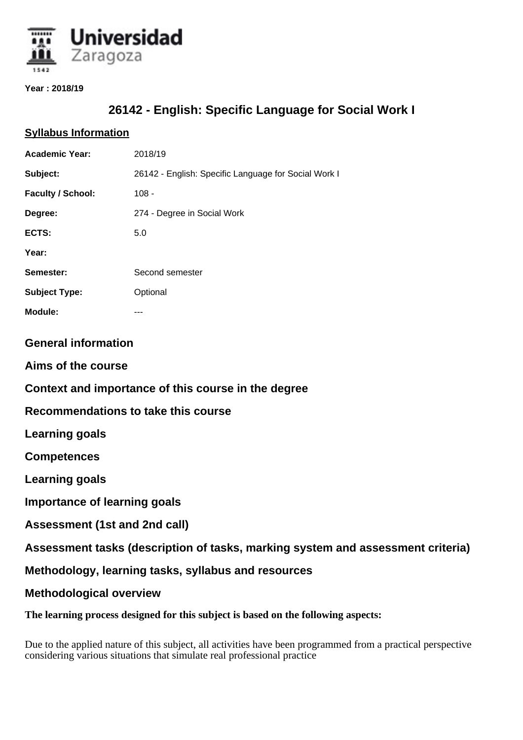**Year : 2018/19**

# 26142 - English: Specific Language for Social Work I

## Syllabus Information

| | |
|---|---|
| **Academic Year:** | 2018/19 |
| **Subject:** | 26142 - English: Specific Language for Social Work I |
| **Faculty / School:** | 108 - |
| **Degree:** | 274 - Degree in Social Work |
| **ECTS:** | 5.0 |
| **Year:** | |
| **Semester:** | Second semester |
| **Subject Type:** | Optional |
| **Module:** | --- |

## General information

## Aims of the course

## Context and importance of this course in the degree

## Recommendations to take this course

## Learning goals

## Competences

## Learning goals

## Importance of learning goals

## Assessment (1st and 2nd call)

## Assessment tasks (description of tasks, marking system and assessment criteria)

## Methodology, learning tasks, syllabus and resources

## Methodological overview

**The learning process designed for this subject is based on the following aspects:**

Due to the applied nature of this subject, all activities have been programmed from a practical perspective considering various situations that simulate real professional practice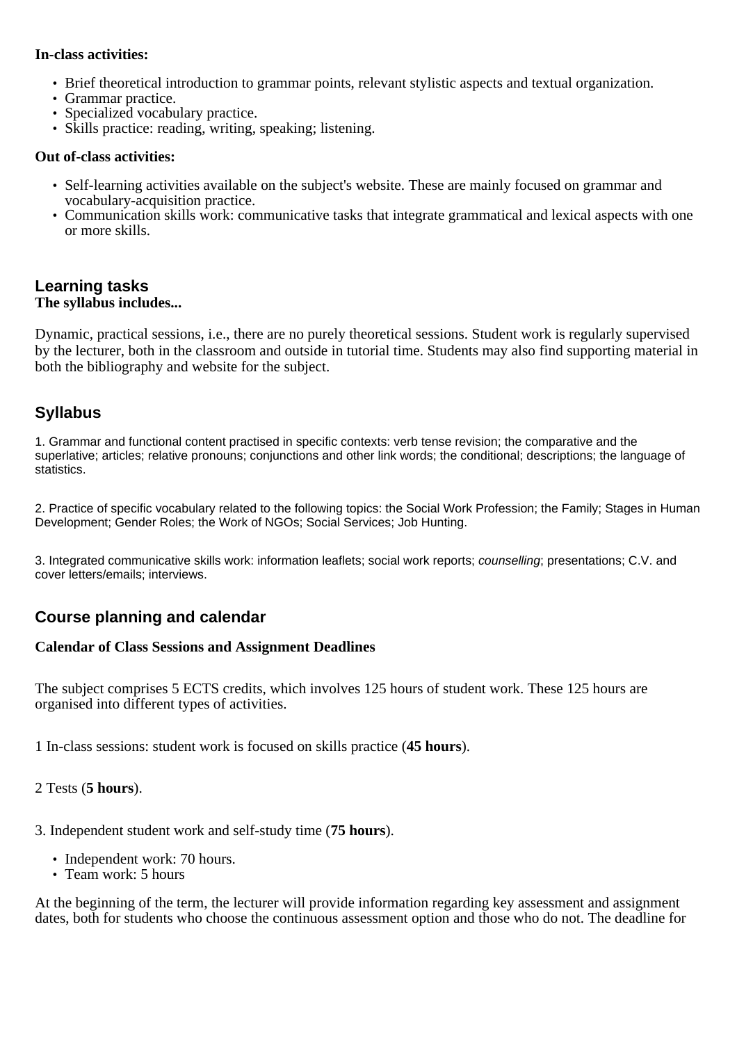**In-class activities:**

- Brief theoretical introduction to grammar points, relevant stylistic aspects and textual organization.
- Grammar practice.
- Specialized vocabulary practice.
- Skills practice: reading, writing, speaking; listening.

**Out of-class activities:**

- Self-learning activities available on the subject's website. These are mainly focused on grammar and vocabulary-acquisition practice.
- Communication skills work: communicative tasks that integrate grammatical and lexical aspects with one or more skills.

## Learning tasks

**The syllabus includes...**

Dynamic, practical sessions, i.e., there are no purely theoretical sessions. Student work is regularly supervised by the lecturer, both in the classroom and outside in tutorial time. Students may also find supporting material in both the bibliography and website for the subject.

## Syllabus

1. Grammar and functional content practised in specific contexts: verb tense revision; the comparative and the superlative; articles; relative pronouns; conjunctions and other link words; the conditional; descriptions; the language of statistics.

2. Practice of specific vocabulary related to the following topics: the Social Work Profession; the Family; Stages in Human Development; Gender Roles; the Work of NGOs; Social Services; Job Hunting.

3. Integrated communicative skills work: information leaflets; social work reports; *counselling*; presentations; C.V. and cover letters/emails; interviews.

## Course planning and calendar

**Calendar of Class Sessions and Assignment Deadlines**

The subject comprises 5 ECTS credits, which involves 125 hours of student work. These 125 hours are organised into different types of activities.

1 In-class sessions: student work is focused on skills practice (**45 hours**).

2 Tests (**5 hours**).

3. Independent student work and self-study time (**75 hours**).

- Independent work: 70 hours.
- Team work: 5 hours

At the beginning of the term, the lecturer will provide information regarding key assessment and assignment dates, both for students who choose the continuous assessment option and those who do not. The deadline for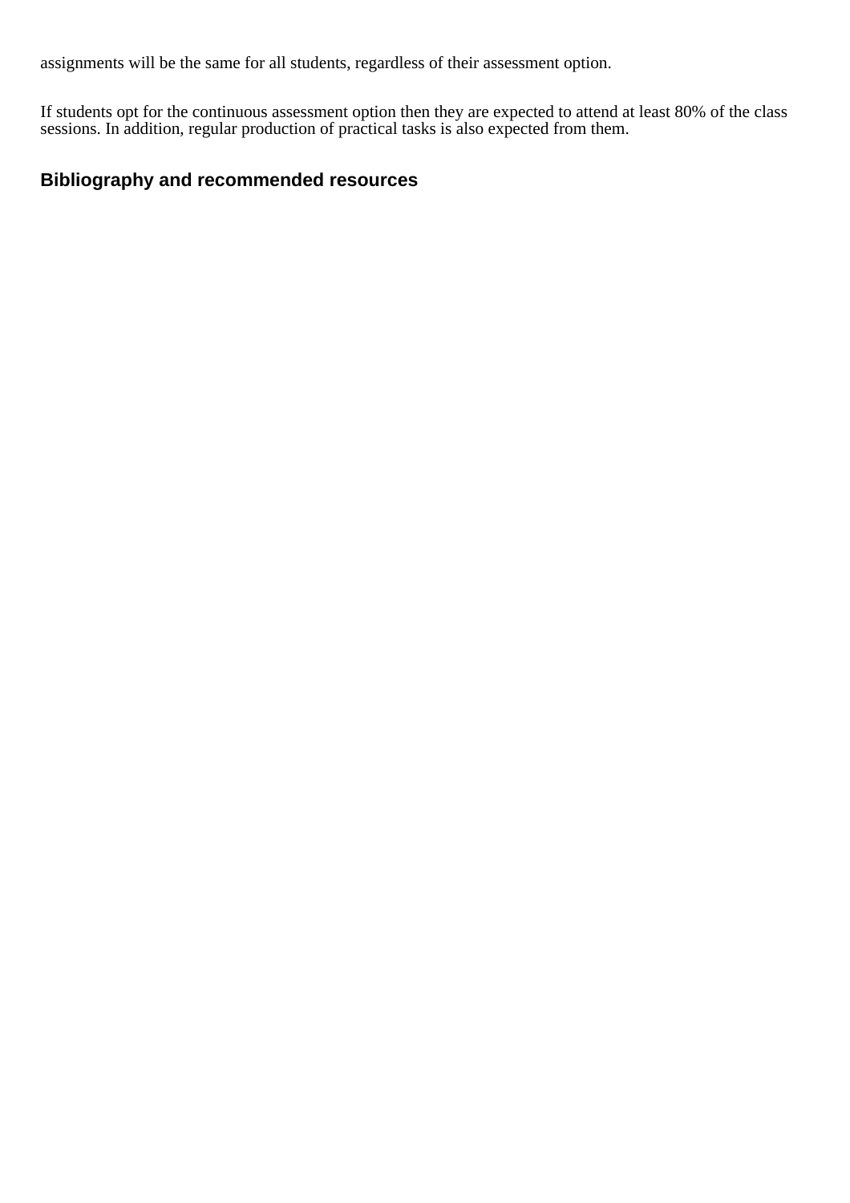assignments will be the same for all students, regardless of their assessment option.

If students opt for the continuous assessment option then they are expected to attend at least 80% of the class sessions. In addition, regular production of practical tasks is also expected from them.

## Bibliography and recommended resources